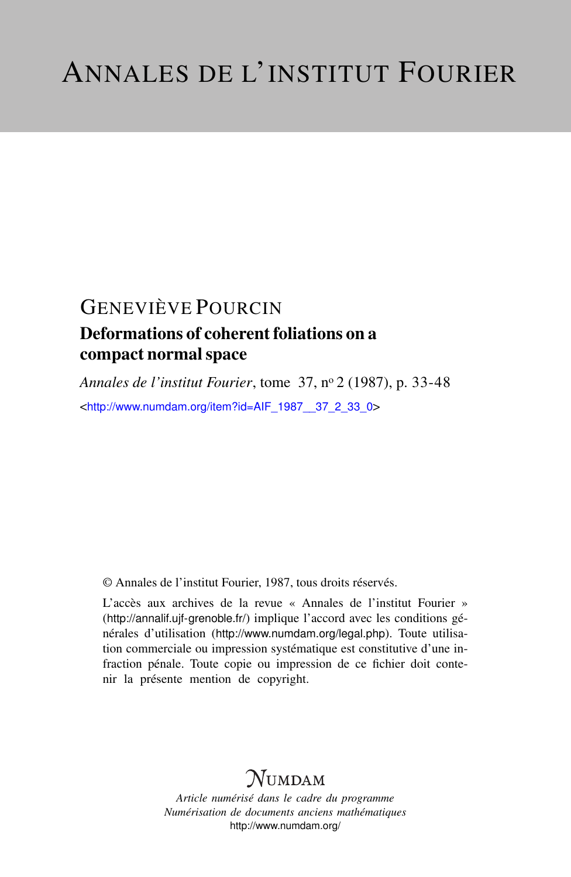# ANNALES DE L'INSTITUT FOURIER

GENEVIÈVE POURCIN

## Deformations of coherent foliations on a compact normal space

*Annales de l'institut Fourier*, tome 37, nº 2 (1987), p. 33-48

<http://www.numdam.org/item?id=AIF_1987__37_2_33_0>

© Annales de l'institut Fourier, 1987, tous droits réservés.

L'accès aux archives de la revue « Annales de l'institut Fourier » (http://annalif.ujf-grenoble.fr/) implique l'accord avec les conditions générales d'utilisation (http://www.numdam.org/legal.php). Toute utilisation commerciale ou impression systématique est constitutive d'une infraction pénale. Toute copie ou impression de ce fichier doit contenir la présente mention de copyright.

NUMDAM

*Article numérisé dans le cadre du programme*
*Numérisation de documents anciens mathématiques*
http://www.numdam.org/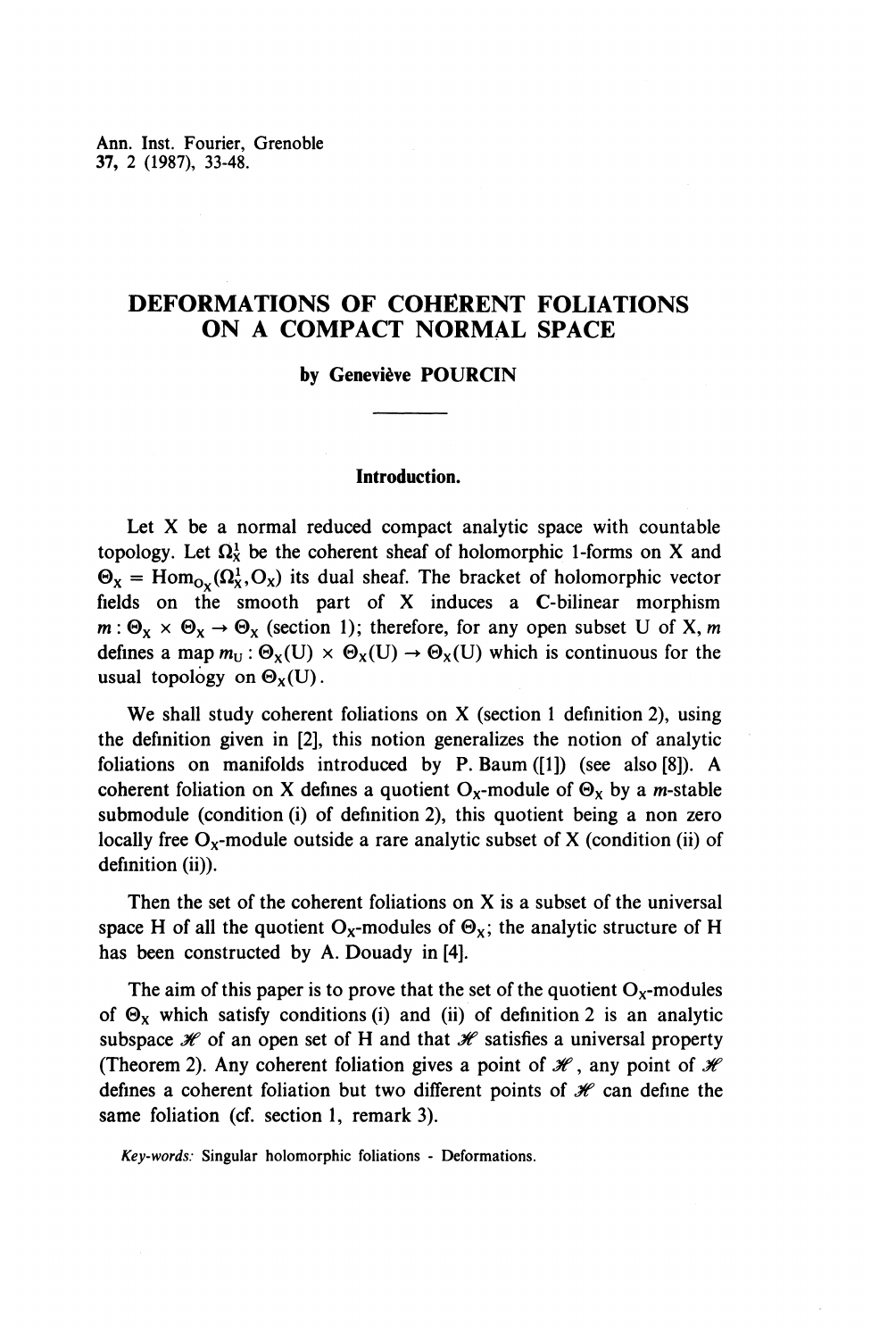# DEFORMATIONS OF COHERENT FOLIATIONS ON A COMPACT NORMAL SPACE

**by Geneviève POURCIN**

## Introduction.

Let X be a normal reduced compact analytic space with countable topology. Let $\Omega^1_X$ be the coherent sheaf of holomorphic 1-forms on X and $\Theta_X = \mathrm{Hom}_{O_X}(\Omega^1_X, O_X)$ its dual sheaf. The bracket of holomorphic vector fields on the smooth part of X induces a **C**-bilinear morphism $m : \Theta_X \times \Theta_X \to \Theta_X$ (section 1); therefore, for any open subset U of X, $m$ defines a map $m_U : \Theta_X(U) \times \Theta_X(U) \to \Theta_X(U)$ which is continuous for the usual topology on $\Theta_X(U)$.

We shall study coherent foliations on X (section 1 definition 2), using the definition given in [2], this notion generalizes the notion of analytic foliations on manifolds introduced by P. Baum ([1]) (see also [8]). A coherent foliation on X defines a quotient $O_X$-module of $\Theta_X$ by a $m$-stable submodule (condition (i) of definition 2), this quotient being a non zero locally free $O_X$-module outside a rare analytic subset of X (condition (ii) of definition (ii)).

Then the set of the coherent foliations on X is a subset of the universal space H of all the quotient $O_X$-modules of $\Theta_X$; the analytic structure of H has been constructed by A. Douady in [4].

The aim of this paper is to prove that the set of the quotient $O_X$-modules of $\Theta_X$ which satisfy conditions (i) and (ii) of definition 2 is an analytic subspace $\mathscr{H}$ of an open set of H and that $\mathscr{H}$ satisfies a universal property (Theorem 2). Any coherent foliation gives a point of $\mathscr{H}$, any point of $\mathscr{H}$ defines a coherent foliation but two different points of $\mathscr{H}$ can define the same foliation (cf. section 1, remark 3).

*Key-words:* Singular holomorphic foliations - Deformations.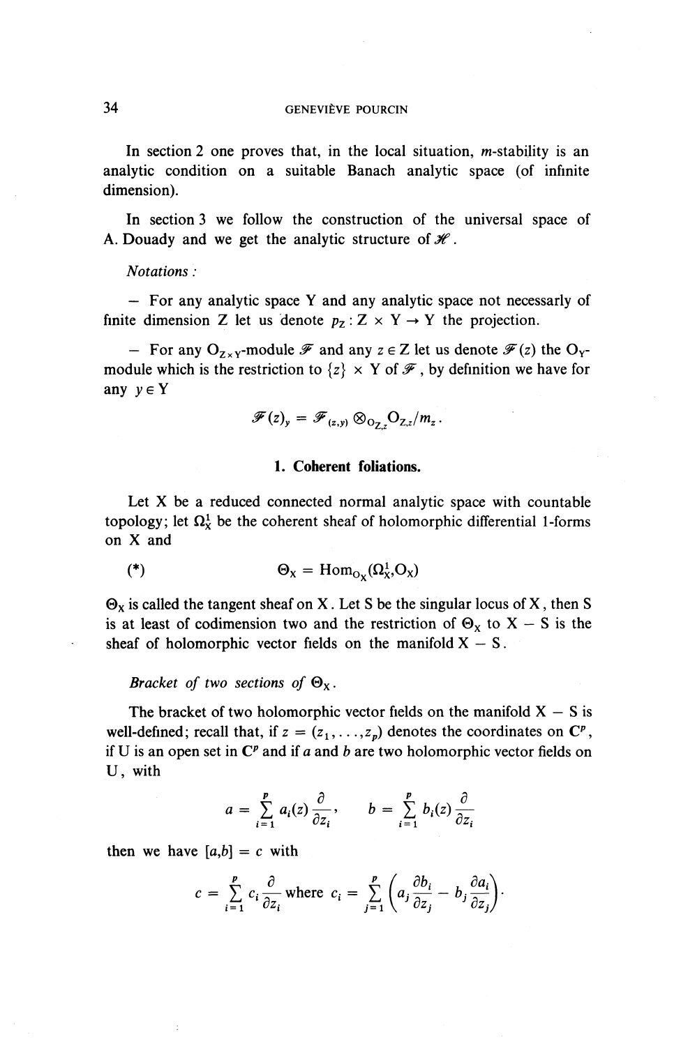In section 2 one proves that, in the local situation, $m$-stability is an analytic condition on a suitable Banach analytic space (of infinite dimension).

In section 3 we follow the construction of the universal space of A. Douady and we get the analytic structure of $\mathscr{H}$.

*Notations :*

– For any analytic space Y and any analytic space not necessarly of finite dimension Z let us denote $p_Z : Z \times Y \to Y$ the projection.

– For any $O_{Z\times Y}$-module $\mathscr{F}$ and any $z \in Z$ let us denote $\mathscr{F}(z)$ the $O_Y$-module which is the restriction to $\{z\} \times Y$ of $\mathscr{F}$, by definition we have for any $y \in Y$

$$\mathscr{F}(z)_y = \mathscr{F}_{(z,y)} \otimes_{O_{Z,z}} O_{Z,z}/m_z .$$

## 1. Coherent foliations.

Let X be a reduced connected normal analytic space with countable topology; let $\Omega^1_X$ be the coherent sheaf of holomorphic differential 1-forms on X and

$$(*) \qquad \Theta_X = \mathrm{Hom}_{O_X}(\Omega^1_X, O_X)$$

$\Theta_X$ is called the tangent sheaf on X. Let S be the singular locus of X, then S is at least of codimension two and the restriction of $\Theta_X$ to $X - S$ is the sheaf of holomorphic vector fields on the manifold $X - S$.

*Bracket of two sections of $\Theta_X$.*

The bracket of two holomorphic vector fields on the manifold $X - S$ is well-defined; recall that, if $z = (z_1, \ldots, z_p)$ denotes the coordinates on $\mathbf{C}^p$, if U is an open set in $\mathbf{C}^p$ and if $a$ and $b$ are two holomorphic vector fields on U, with

$$a = \sum_{i=1}^{p} a_i(z) \frac{\partial}{\partial z_i}, \qquad b = \sum_{i=1}^{p} b_i(z) \frac{\partial}{\partial z_i}$$

then we have $[a,b] = c$ with

$$c = \sum_{i=1}^{p} c_i \frac{\partial}{\partial z_i} \text{ where } c_i = \sum_{j=1}^{p} \left( a_j \frac{\partial b_i}{\partial z_j} - b_j \frac{\partial a_i}{\partial z_j} \right).$$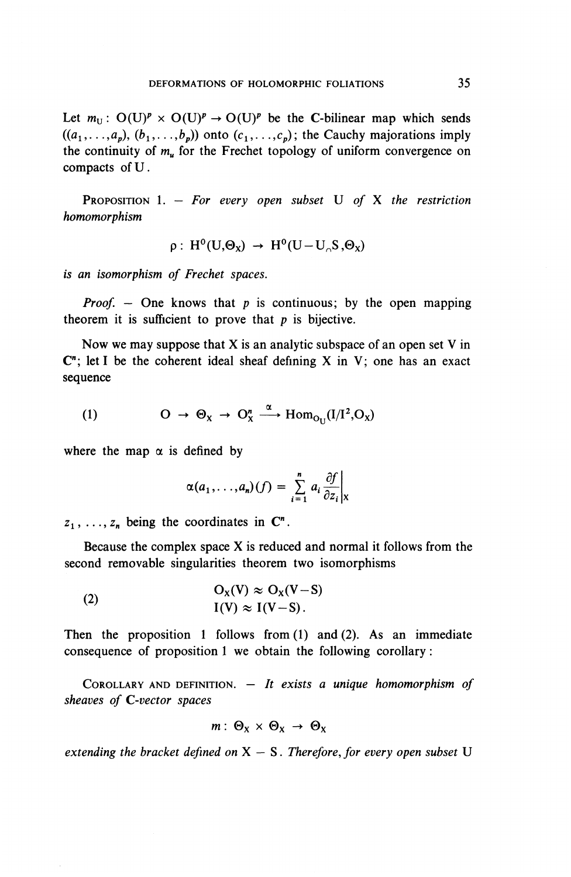Let $m_U : O(U)^p \times O(U)^p \to O(U)^p$ be the C-bilinear map which sends $((a_1,\ldots,a_p), (b_1,\ldots,b_p))$ onto $(c_1,\ldots,c_p)$; the Cauchy majorations imply the continuity of $m_u$ for the Frechet topology of uniform convergence on compacts of U.

PROPOSITION 1. — *For every open subset* U *of* X *the restriction homomorphism*

$$\rho : H^0(U,\Theta_X) \to H^0(U - U_\cap S, \Theta_X)$$

*is an isomorphism of Frechet spaces.*

*Proof.* — One knows that $p$ is continuous; by the open mapping theorem it is sufficient to prove that $p$ is bijective.

Now we may suppose that X is an analytic subspace of an open set V in $\mathbf{C}^n$; let I be the coherent ideal sheaf defining X in V; one has an exact sequence

$$(1) \qquad O \to \Theta_X \to O_X^n \xrightarrow{\alpha} \mathrm{Hom}_{O_U}(I/I^2, O_X)$$

where the map $\alpha$ is defined by

$$\alpha(a_1,\ldots,a_n)(f) = \sum_{i=1}^{n} a_i \frac{\partial f}{\partial z_i}\bigg|_X$$

$z_1, \ldots, z_n$ being the coordinates in $\mathbf{C}^n$.

Because the complex space X is reduced and normal it follows from the second removable singularities theorem two isomorphisms

$$(2) \qquad \begin{aligned} O_X(V) &\approx O_X(V-S) \\ I(V) &\approx I(V-S). \end{aligned}$$

Then the proposition 1 follows from (1) and (2). As an immediate consequence of proposition 1 we obtain the following corollary:

COROLLARY AND DEFINITION. — *It exists a unique homomorphism of sheaves of* C*-vector spaces*

$$m : \Theta_X \times \Theta_X \to \Theta_X$$

*extending the bracket defined on* X − S. *Therefore, for every open subset* U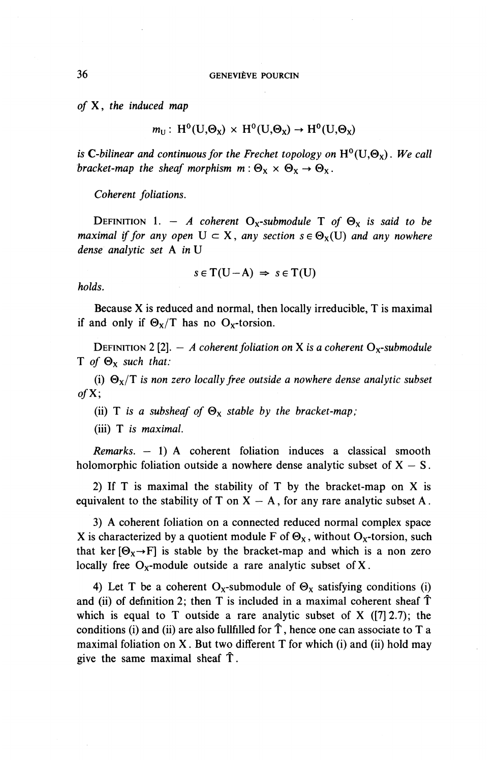*of* X, *the induced map*

$$m_U : \mathrm{H}^0(\mathrm{U},\Theta_X) \times \mathrm{H}^0(\mathrm{U},\Theta_X) \to \mathrm{H}^0(\mathrm{U},\Theta_X)$$

*is* **C**-*bilinear and continuous for the Frechet topology on* $\mathrm{H}^0(\mathrm{U},\Theta_X)$. *We call bracket-map the sheaf morphism* $m : \Theta_X \times \Theta_X \to \Theta_X$.

*Coherent foliations.*

DEFINITION 1. — *A coherent* $O_X$*-submodule* T *of* $\Theta_X$ *is said to be maximal if for any open* $\mathrm{U} \subset \mathrm{X}$, *any section* $s \in \Theta_X(\mathrm{U})$ *and any nowhere dense analytic set* A *in* U

$$s \in \mathrm{T}(\mathrm{U}-\mathrm{A}) \Rightarrow s \in \mathrm{T}(\mathrm{U})$$

*holds.*

Because X is reduced and normal, then locally irreducible, T is maximal if and only if $\Theta_X/\mathrm{T}$ has no $O_X$-torsion.

DEFINITION 2 [2]. — *A coherent foliation on* X *is a coherent* $O_X$*-submodule* T *of* $\Theta_X$ *such that:*

(i) $\Theta_X/\mathrm{T}$ *is non zero locally free outside a nowhere dense analytic subset of* X;

(ii) T *is a subsheaf of* $\Theta_X$ *stable by the bracket-map;*

(iii) T *is maximal.*

*Remarks.* — 1) A coherent foliation induces a classical smooth holomorphic foliation outside a nowhere dense analytic subset of X − S.

2) If T is maximal the stability of T by the bracket-map on X is equivalent to the stability of T on X − A, for any rare analytic subset A.

3) A coherent foliation on a connected reduced normal complex space X is characterized by a quotient module F of $\Theta_X$, without $O_X$-torsion, such that $\ker[\Theta_X \to \mathrm{F}]$ is stable by the bracket-map and which is a non zero locally free $O_X$-module outside a rare analytic subset of X.

4) Let T be a coherent $O_X$-submodule of $\Theta_X$ satisfying conditions (i) and (ii) of definition 2; then T is included in a maximal coherent sheaf $\hat{\mathrm{T}}$ which is equal to T outside a rare analytic subset of X ([7] 2.7); the conditions (i) and (ii) are also fullfilled for $\hat{\mathrm{T}}$, hence one can associate to T a maximal foliation on X. But two different T for which (i) and (ii) hold may give the same maximal sheaf $\hat{\mathrm{T}}$.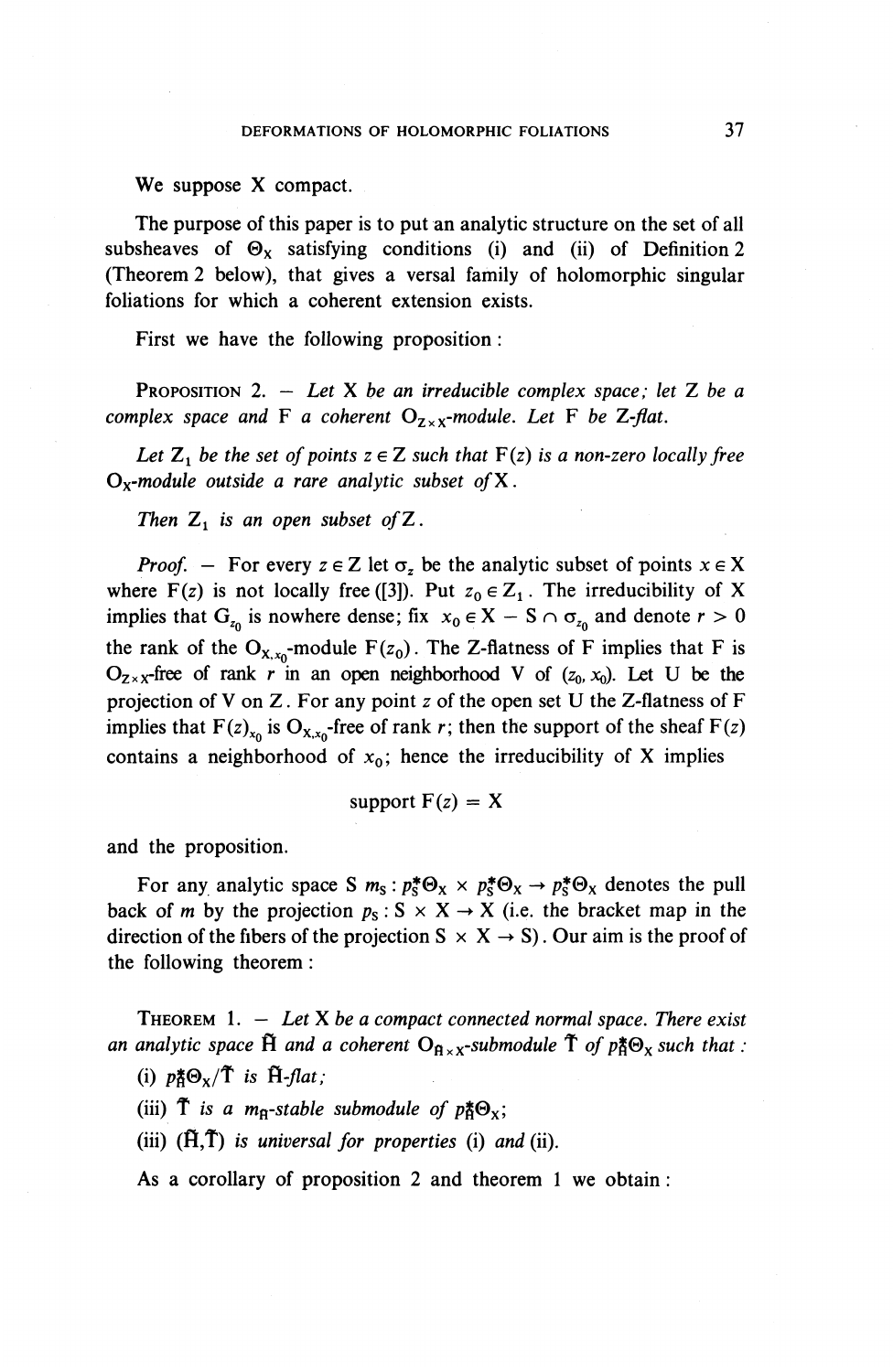We suppose X compact.

The purpose of this paper is to put an analytic structure on the set of all subsheaves of $\Theta_X$ satisfying conditions (i) and (ii) of Definition 2 (Theorem 2 below), that gives a versal family of holomorphic singular foliations for which a coherent extension exists.

First we have the following proposition :

PROPOSITION 2. — *Let X be an irreducible complex space; let Z be a complex space and F a coherent $O_{Z \times X}$-module. Let F be Z-flat.*

*Let $Z_1$ be the set of points $z \in Z$ such that $F(z)$ is a non-zero locally free $O_X$-module outside a rare analytic subset of X.*

*Then $Z_1$ is an open subset of Z.*

*Proof.* — For every $z \in Z$ let $\sigma_z$ be the analytic subset of points $x \in X$ where $F(z)$ is not locally free ([3]). Put $z_0 \in Z_1$. The irreducibility of X implies that $G_{z_0}$ is nowhere dense; fix $x_0 \in X - S \cap \sigma_{z_0}$ and denote $r > 0$ the rank of the $O_{X,x_0}$-module $F(z_0)$. The Z-flatness of F implies that F is $O_{Z \times X}$-free of rank $r$ in an open neighborhood V of $(z_0, x_0)$. Let U be the projection of V on Z. For any point $z$ of the open set U the Z-flatness of F implies that $F(z)_{x_0}$ is $O_{X,x_0}$-free of rank $r$; then the support of the sheaf $F(z)$ contains a neighborhood of $x_0$; hence the irreducibility of X implies

$$\text{support } F(z) = X$$

and the proposition.

For any analytic space S $m_S : p_S^* \Theta_X \times p_S^* \Theta_X \to p_S^* \Theta_X$ denotes the pull back of $m$ by the projection $p_S : S \times X \to X$ (i.e. the bracket map in the direction of the fibers of the projection $S \times X \to S$). Our aim is the proof of the following theorem :

THEOREM 1. — *Let X be a compact connected normal space. There exist an analytic space $\tilde{H}$ and a coherent $O_{\tilde{H} \times X}$-submodule $\tilde{T}$ of $p_{\tilde{H}}^* \Theta_X$ such that :*

(i) *$p_{\tilde{H}}^* \Theta_X / \tilde{T}$ is $\tilde{H}$-flat;*

(iii) *$\tilde{T}$ is a $m_{\tilde{H}}$-stable submodule of $p_{\tilde{H}}^* \Theta_X$;*

(iii) *$(\tilde{H}, \tilde{T})$ is universal for properties* (i) *and* (ii).

As a corollary of proposition 2 and theorem 1 we obtain :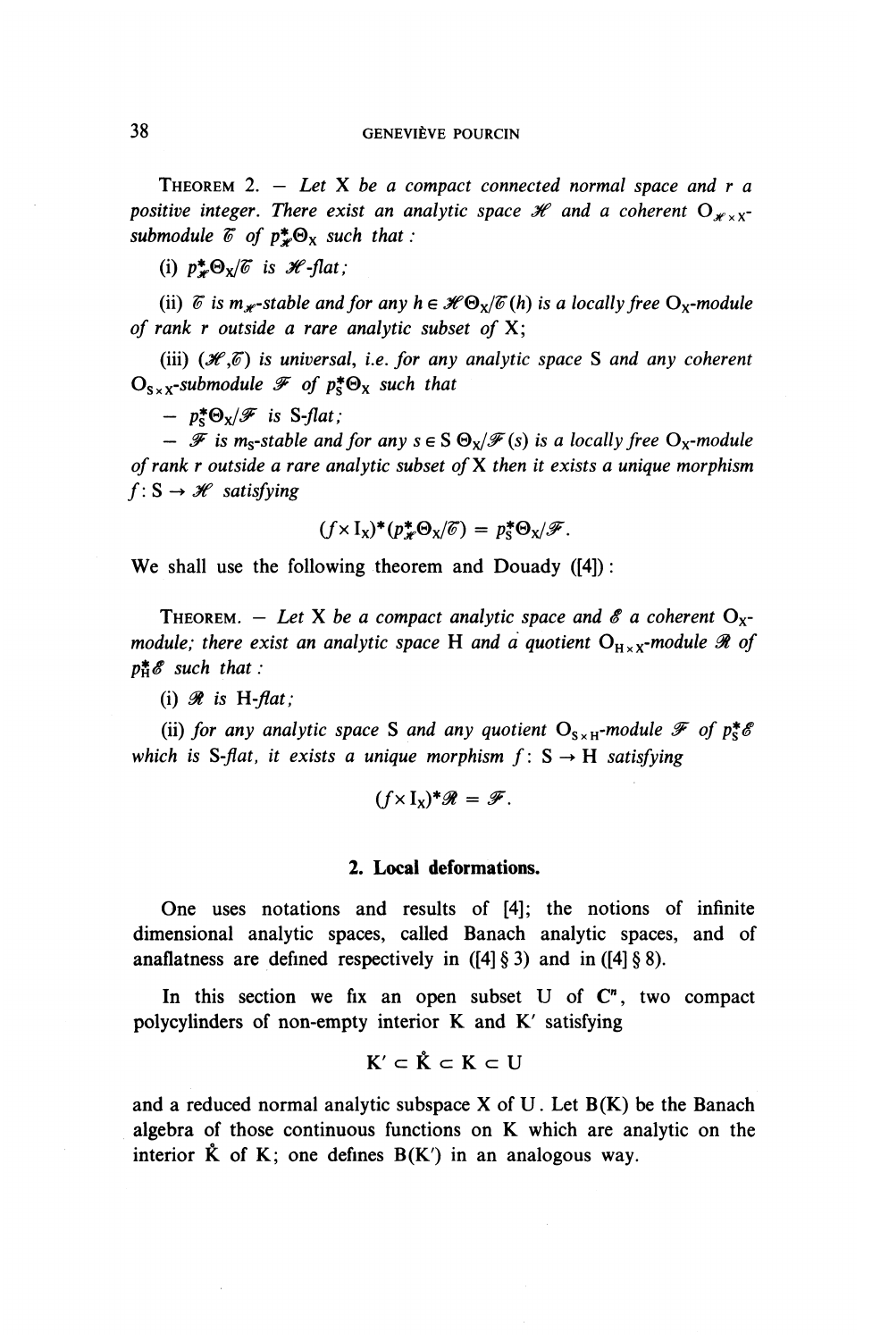THEOREM 2. — *Let* X *be a compact connected normal space and* r *a positive integer. There exist an analytic space* $\mathscr{H}$ *and a coherent* $O_{\mathscr{H}\times X}$-*submodule* $\mathscr{C}$ *of* $p_{\mathscr{H}}^{*}\Theta_X$ *such that :*

(i) $p_{\mathscr{H}}^{*}\Theta_X/\mathscr{C}$ *is* $\mathscr{H}$-*flat;*

(ii) $\mathscr{C}$ *is* $m_{\mathscr{H}}$-*stable and for any* $h \in \mathscr{H}\Theta_X/\mathscr{C}(h)$ *is a locally free* $O_X$-*module of rank* r *outside a rare analytic subset of* X;

(iii) $(\mathscr{H},\mathscr{C})$ *is universal, i.e. for any analytic space* S *and any coherent* $O_{S\times X}$-*submodule* $\mathscr{F}$ *of* $p_S^{*}\Theta_X$ *such that*

– $p_S^{*}\Theta_X/\mathscr{F}$ *is* S-*flat;*

– $\mathscr{F}$ *is* $m_S$-*stable and for any* $s \in S\ \Theta_X/\mathscr{F}(s)$ *is a locally free* $O_X$-*module of rank* r *outside a rare analytic subset of* X *then it exists a unique morphism* $f : S \to \mathscr{H}$ *satisfying*

$$(f \times I_X)^{*}(p_{\mathscr{H}}^{*}\Theta_X/\mathscr{C}) = p_S^{*}\Theta_X/\mathscr{F}.$$

We shall use the following theorem and Douady ([4]) :

THEOREM. — *Let* X *be a compact analytic space and* $\mathscr{E}$ *a coherent* $O_X$-*module; there exist an analytic space* H *and a quotient* $O_{H\times X}$-*module* $\mathscr{R}$ *of* $p_H^{*}\mathscr{E}$ *such that :*

(i) $\mathscr{R}$ *is* H-*flat;*

(ii) *for any analytic space* S *and any quotient* $O_{S\times H}$-*module* $\mathscr{F}$ *of* $p_S^{*}\mathscr{E}$ *which is* S-*flat, it exists a unique morphism* $f : S \to H$ *satisfying*

$$(f \times I_X)^{*}\mathscr{R} = \mathscr{F}.$$

## 2. Local deformations.

One uses notations and results of [4]; the notions of infinite dimensional analytic spaces, called Banach analytic spaces, and of anaflatness are defined respectively in ([4] § 3) and in ([4] § 8).

In this section we fix an open subset U of $\mathbf{C}^n$, two compact polycylinders of non-empty interior K and K′ satisfying

$$K' \subset \mathring{K} \subset K \subset U$$

and a reduced normal analytic subspace X of U. Let B(K) be the Banach algebra of those continuous functions on K which are analytic on the interior $\mathring{K}$ of K; one defines B(K′) in an analogous way.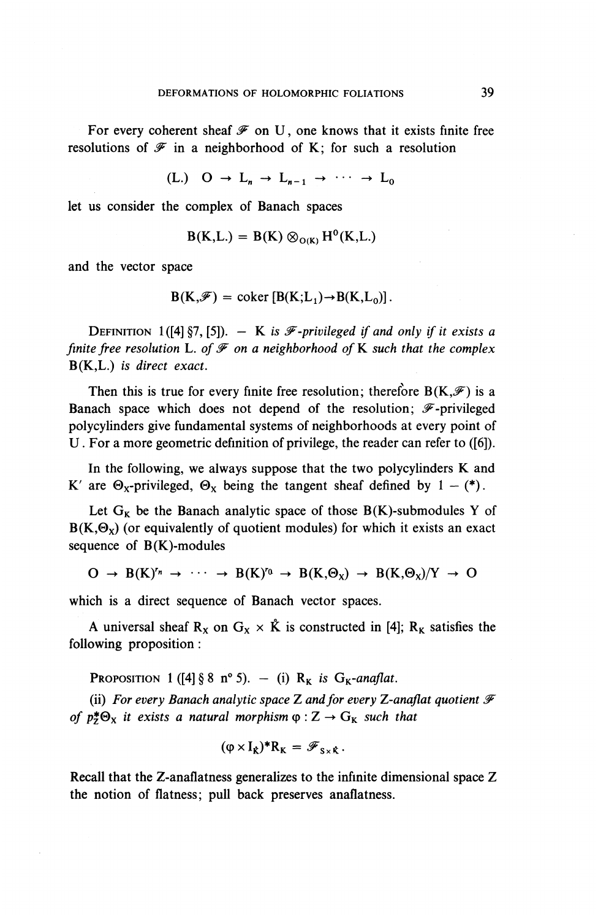For every coherent sheaf $\mathscr{F}$ on U, one knows that it exists finite free resolutions of $\mathscr{F}$ in a neighborhood of K; for such a resolution

$$(\mathrm{L.}) \quad \mathrm{O} \to \mathrm{L}_n \to \mathrm{L}_{n-1} \to \cdots \to \mathrm{L}_0$$

let us consider the complex of Banach spaces

$$\mathrm{B}(\mathrm{K},\mathrm{L.}) = \mathrm{B}(\mathrm{K}) \otimes_{\mathrm{O}(\mathrm{K})} \mathrm{H}^0(\mathrm{K},\mathrm{L.})$$

and the vector space

$$\mathrm{B}(\mathrm{K},\mathscr{F}) = \operatorname{coker}\,[\mathrm{B}(\mathrm{K};\mathrm{L}_1) \to \mathrm{B}(\mathrm{K},\mathrm{L}_0)]\,.$$

DEFINITION 1 ([4] §7, [5]). — *K is $\mathscr{F}$-privileged if and only if it exists a finite free resolution L. of $\mathscr{F}$ on a neighborhood of K such that the complex B(K,L.) is direct exact.*

Then this is true for every finite free resolution; therefore $\mathrm{B}(\mathrm{K},\mathscr{F})$ is a Banach space which does not depend of the resolution; $\mathscr{F}$-privileged polycylinders give fundamental systems of neighborhoods at every point of U. For a more geometric definition of privilege, the reader can refer to ([6]).

In the following, we always suppose that the two polycylinders K and K′ are $\Theta_X$-privileged, $\Theta_X$ being the tangent sheaf defined by 1 – (\*).

Let $\mathrm{G}_\mathrm{K}$ be the Banach analytic space of those B(K)-submodules Y of $\mathrm{B}(\mathrm{K},\Theta_X)$ (or equivalently of quotient modules) for which it exists an exact sequence of B(K)-modules

$$\mathrm{O} \to \mathrm{B}(\mathrm{K})^{r_n} \to \cdots \to \mathrm{B}(\mathrm{K})^{r_0} \to \mathrm{B}(\mathrm{K},\Theta_X) \to \mathrm{B}(\mathrm{K},\Theta_X)/\mathrm{Y} \to \mathrm{O}$$

which is a direct sequence of Banach vector spaces.

A universal sheaf $\mathrm{R}_X$ on $\mathrm{G}_X \times \mathring{\mathrm{K}}$ is constructed in [4]; $\mathrm{R}_\mathrm{K}$ satisfies the following proposition:

PROPOSITION 1 ([4] § 8 n° 5). — (i) *$\mathrm{R}_\mathrm{K}$ is $\mathrm{G}_\mathrm{K}$-anaflat.*

(ii) *For every Banach analytic space Z and for every Z-anaflat quotient $\mathscr{F}$ of $p_Z^*\Theta_X$ it exists a natural morphism $\varphi : Z \to \mathrm{G}_\mathrm{K}$ such that*

$$(\varphi \times \mathrm{I}_{\mathring{\mathrm{K}}})^*\mathrm{R}_\mathrm{K} = \mathscr{F}_{S\times\mathring{\mathrm{K}}}\,.$$

Recall that the Z-anaflatness generalizes to the infinite dimensional space Z the notion of flatness; pull back preserves anaflatness.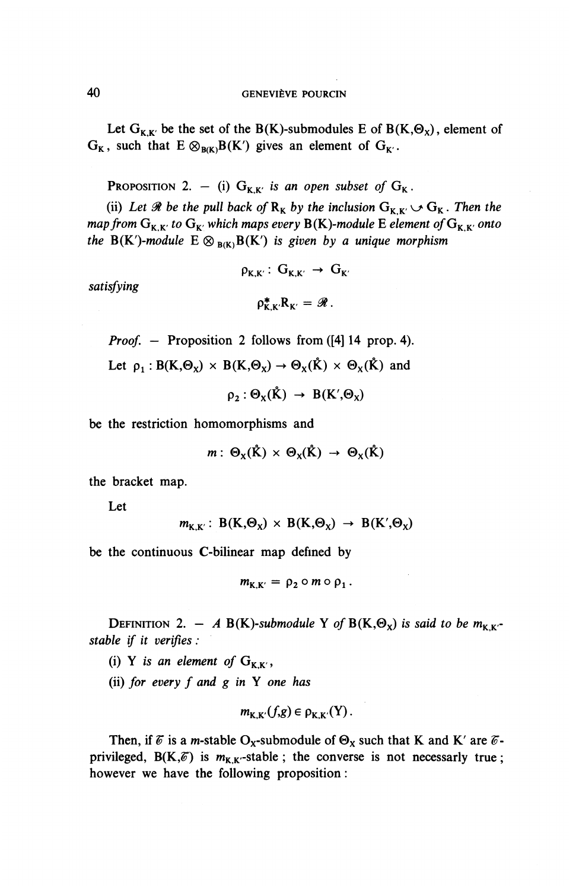Let $G_{K,K'}$ be the set of the $B(K)$-submodules E of $B(K,\Theta_X)$, element of $G_K$, such that $E \otimes_{B(K)} B(K')$ gives an element of $G_{K'}$.

PROPOSITION 2. — *(i) $G_{K,K'}$ is an open subset of $G_K$.*

*(ii) Let $\mathcal{R}$ be the pull back of $R_K$ by the inclusion $G_{K,K'} \hookrightarrow G_K$. Then the map from $G_{K,K'}$ to $G_{K'}$ which maps every $B(K)$-module E element of $G_{K,K'}$ onto the $B(K')$-module $E \otimes_{B(K)} B(K')$ is given by a unique morphism*

$$\rho_{K,K'} : G_{K,K'} \to G_{K'}$$

*satisfying*

$$\rho^*_{K,K'} R_{K'} = \mathcal{R}.$$

*Proof.* — Proposition 2 follows from ([4] 14 prop. 4).

Let $\rho_1 : B(K,\Theta_X) \times B(K,\Theta_X) \to \Theta_X(\mathring{K}) \times \Theta_X(\mathring{K})$ and

$$\rho_2 : \Theta_X(\mathring{K}) \to B(K',\Theta_X)$$

be the restriction homomorphisms and

$$m : \Theta_X(\mathring{K}) \times \Theta_X(\mathring{K}) \to \Theta_X(\mathring{K})$$

the bracket map.

Let

$$m_{K,K'} : B(K,\Theta_X) \times B(K,\Theta_X) \to B(K',\Theta_X)$$

be the continuous **C**-bilinear map defined by

$$m_{K,K'} = \rho_2 \circ m \circ \rho_1 .$$

DEFINITION 2. — *A $B(K)$-submodule Y of $B(K,\Theta_X)$ is said to be $m_{K,K'}$-stable if it verifies :*

*(i) Y is an element of $G_{K,K'}$,*

*(ii) for every f and g in Y one has*

$$m_{K,K'}(f,g) \in \rho_{K,K'}(Y).$$

Then, if $\mathscr{C}$ is a $m$-stable $O_X$-submodule of $\Theta_X$ such that K and K' are $\mathscr{C}$-privileged, $B(K,\mathscr{C})$ is $m_{K,K'}$-stable ; the converse is not necessarily true ; however we have the following proposition :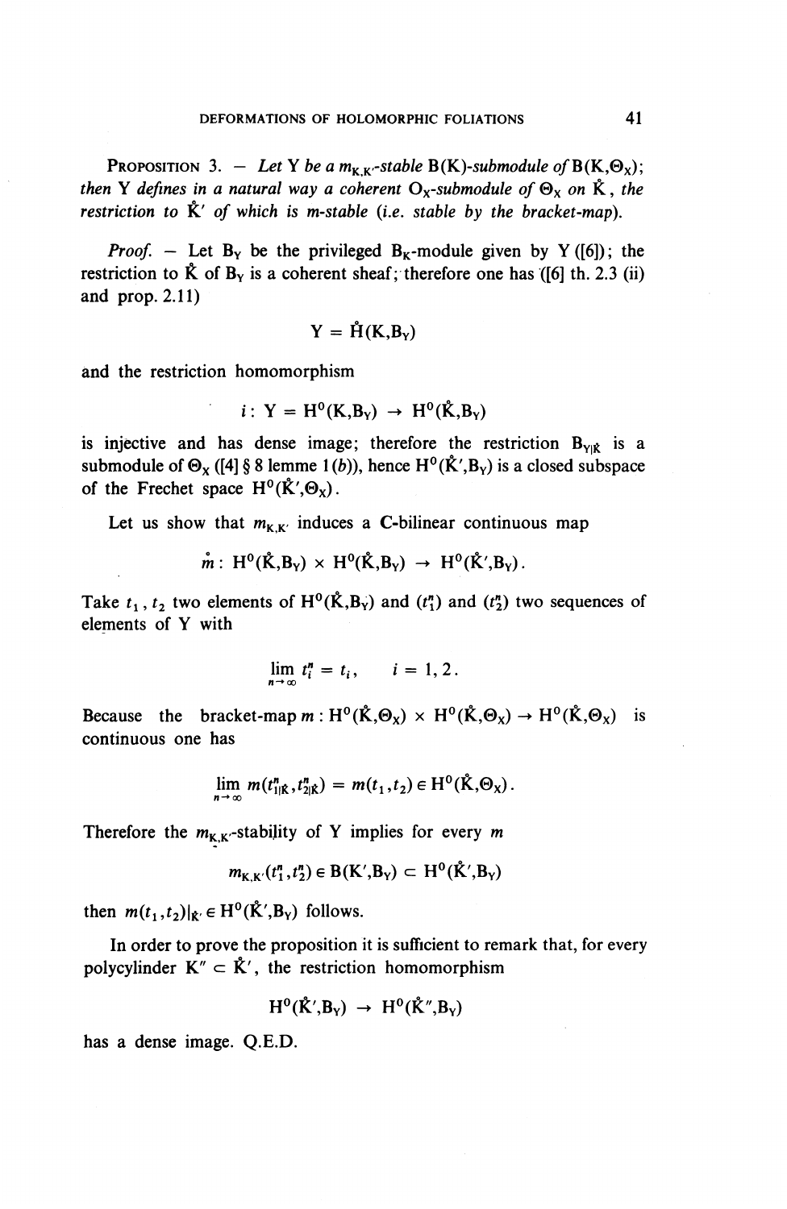**Proposition 3.** — *Let Y be a $m_{K,K'}$-stable* $B(K)$*-submodule of* $B(K,\Theta_X)$*; then Y defines in a natural way a coherent* $O_X$*-submodule of* $\Theta_X$ *on* $\mathring{K}$*, the restriction to* $\mathring{K}'$ *of which is m-stable (i.e. stable by the bracket-map).*

*Proof.* — Let $B_Y$ be the privileged $B_K$-module given by Y ([6]); the restriction to $\mathring{K}$ of $B_Y$ is a coherent sheaf; therefore one has ([6] th. 2.3 (ii) and prop. 2.11)

$$Y = \mathring{H}(K,B_Y)$$

and the restriction homomorphism

$$i : Y = H^0(K,B_Y) \to H^0(\mathring{K},B_Y)$$

is injective and has dense image; therefore the restriction $B_{Y|\mathring{K}}$ is a submodule of $\Theta_X$ ([4] § 8 lemme 1 (*b*)), hence $H^0(\mathring{K}',B_Y)$ is a closed subspace of the Frechet space $H^0(\mathring{K}',\Theta_X)$.

Let us show that $m_{K,K'}$ induces a $\mathbf{C}$-bilinear continuous map

$$\mathring{m} : H^0(\mathring{K},B_Y) \times H^0(\mathring{K},B_Y) \to H^0(\mathring{K}',B_Y).$$

Take $t_1, t_2$ two elements of $H^0(\mathring{K},B_Y)$ and $(t_1^n)$ and $(t_2^n)$ two sequences of elements of Y with

$$\lim_{n\to\infty} t_i^n = t_i, \qquad i = 1, 2.$$

Because the bracket-map $m : H^0(\mathring{K},\Theta_X) \times H^0(\mathring{K},\Theta_X) \to H^0(\mathring{K},\Theta_X)$ is continuous one has

$$\lim_{n\to\infty} m(t^n_{1|\mathring{K}},t^n_{2|\mathring{K}}) = m(t_1,t_2) \in H^0(\mathring{K},\Theta_X).$$

Therefore the $m_{K,K'}$-stability of Y implies for every $m$

$$m_{K,K'}(t_1^n,t_2^n) \in B(K',B_Y) \subset H^0(\mathring{K}',B_Y)$$

then $m(t_1,t_2)|_{\mathring{K}'} \in H^0(\mathring{K}',B_Y)$ follows.

In order to prove the proposition it is sufficient to remark that, for every polycylinder $K'' \subset \mathring{K}'$, the restriction homomorphism

$$H^0(\mathring{K}',B_Y) \to H^0(\mathring{K}'',B_Y)$$

has a dense image. Q.E.D.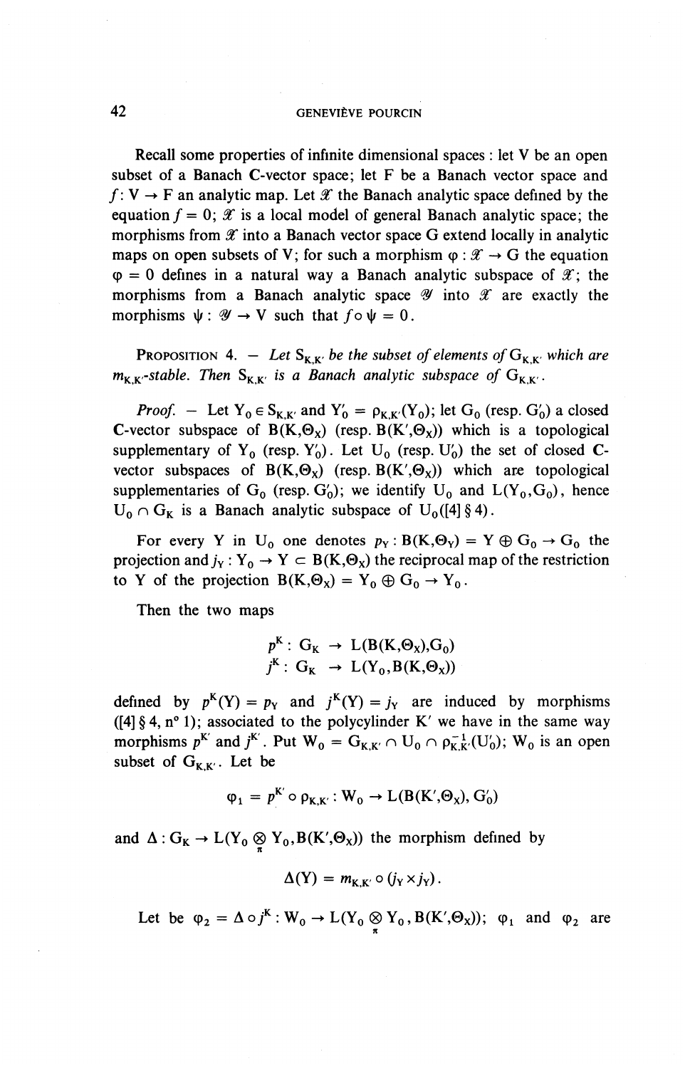Recall some properties of infinite dimensional spaces : let V be an open subset of a Banach **C**-vector space; let F be a Banach vector space and $f : V \to F$ an analytic map. Let $\mathscr{X}$ the Banach analytic space defined by the equation $f = 0$; $\mathscr{X}$ is a local model of general Banach analytic space; the morphisms from $\mathscr{X}$ into a Banach vector space G extend locally in analytic maps on open subsets of V; for such a morphism $\varphi : \mathscr{X} \to G$ the equation $\varphi = 0$ defines in a natural way a Banach analytic subspace of $\mathscr{X}$; the morphisms from a Banach analytic space $\mathscr{Y}$ into $\mathscr{X}$ are exactly the morphisms $\psi : \mathscr{Y} \to V$ such that $f \circ \psi = 0$.

PROPOSITION 4. — *Let $S_{K,K'}$ be the subset of elements of $G_{K,K'}$ which are $m_{K,K'}$-stable. Then $S_{K,K'}$ is a Banach analytic subspace of $G_{K,K'}$.*

*Proof.* — Let $Y_0 \in S_{K,K'}$ and $Y'_0 = \rho_{K,K'}(Y_0)$; let $G_0$ (resp. $G'_0$) a closed **C**-vector subspace of $B(K,\Theta_X)$ (resp. $B(K',\Theta_X)$) which is a topological supplementary of $Y_0$ (resp. $Y'_0$). Let $U_0$ (resp. $U'_0$) the set of closed **C**-vector subspaces of $B(K,\Theta_X)$ (resp. $B(K',\Theta_X)$) which are topological supplementaries of $G_0$ (resp. $G'_0$); we identify $U_0$ and $L(Y_0,G_0)$, hence $U_0 \cap G_K$ is a Banach analytic subspace of $U_0$([4] § 4).

For every Y in $U_0$ one denotes $p_Y : B(K,\Theta_Y) = Y \oplus G_0 \to G_0$ the projection and $j_Y : Y_0 \to Y \subset B(K,\Theta_X)$ the reciprocal map of the restriction to Y of the projection $B(K,\Theta_X) = Y_0 \oplus G_0 \to Y_0$.

Then the two maps

$$
\begin{aligned}
p^K &: G_K \to L(B(K,\Theta_X),G_0) \\
j^K &: G_K \to L(Y_0,B(K,\Theta_X))
\end{aligned}
$$

defined by $p^K(Y) = p_Y$ and $j^K(Y) = j_Y$ are induced by morphisms ([4] § 4, n° 1); associated to the polycylinder K' we have in the same way morphisms $p^{K'}$ and $j^{K'}$. Put $W_0 = G_{K,K'} \cap U_0 \cap \rho_{K,K'}^{-1}(U'_0)$; $W_0$ is an open subset of $G_{K,K'}$. Let be

$$\varphi_1 = p^{K'} \circ \rho_{K,K'} : W_0 \to L(B(K',\Theta_X), G'_0)$$

and $\Delta : G_K \to L(Y_0 \underset{\pi}{\otimes} Y_0, B(K',\Theta_X))$ the morphism defined by

$$\Delta(Y) = m_{K,K'} \circ (j_Y \times j_Y).$$

Let be $\varphi_2 = \Delta \circ j^K : W_0 \to L(Y_0 \underset{\pi}{\otimes} Y_0, B(K',\Theta_X))$; $\varphi_1$ and $\varphi_2$ are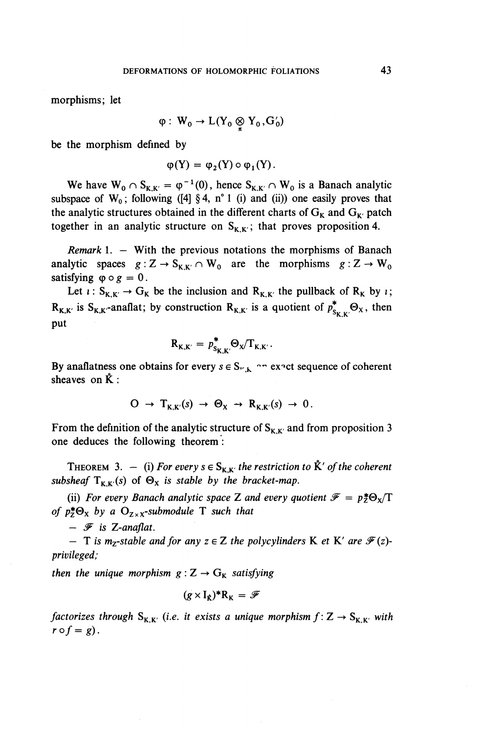morphisms; let

$$\varphi : W_0 \to L(Y_0 \underset{\pi}{\otimes} Y_0, G'_0)$$

be the morphism defined by

$$\varphi(Y) = \varphi_2(Y) \circ \varphi_1(Y).$$

We have $W_0 \cap S_{K,K'} = \varphi^{-1}(0)$, hence $S_{K,K'} \cap W_0$ is a Banach analytic subspace of $W_0$; following ([4] § 4, n° 1 (i) and (ii)) one easily proves that the analytic structures obtained in the different charts of $G_K$ and $G_{K'}$ patch together in an analytic structure on $S_{K,K'}$; that proves proposition 4.

*Remark* 1. — With the previous notations the morphisms of Banach analytic spaces $g : Z \to S_{K,K'} \cap W_0$ are the morphisms $g : Z \to W_0$ satisfying $\varphi \circ g = 0$.

Let $\imath : S_{K,K'} \to G_K$ be the inclusion and $R_{K,K'}$ the pullback of $R_K$ by $\imath$; $R_{K,K'}$ is $S_{K,K'}$-anaflat; by construction $R_{K,K'}$ is a quotient of $p^*_{S_{K,K'}}\Theta_X$, then put

$$R_{K,K'} = p^*_{S_{K,K'}}\Theta_X/T_{K,K'}.$$

By anaflatness one obtains for every $s \in S_{K,K'}$ an exact sequence of coherent sheaves on $\mathring{K}$:

$$O \to T_{K,K'}(s) \to \Theta_X \to R_{K,K'}(s) \to 0.$$

From the definition of the analytic structure of $S_{K,K'}$ and from proposition 3 one deduces the following theorem:

THEOREM 3. — (i) *For every $s \in S_{K,K'}$ the restriction to $\mathring{K}'$ of the coherent subsheaf $T_{K,K'}(s)$ of $\Theta_X$ is stable by the bracket-map.*

(ii) *For every Banach analytic space Z and every quotient $\mathscr{F} = p^*_Z\Theta_X/T$ of $p^*_Z\Theta_X$ by a $O_{Z\times X}$-submodule T such that*

— *$\mathscr{F}$ is Z-anaflat.*

— *T is $m_Z$-stable and for any $z \in Z$ the polycylinders K et K′ are $\mathscr{F}(z)$-privileged;*

*then the unique morphism $g : Z \to G_K$ satisfying*

$$(g \times I_{\mathring{K}})^* R_K = \mathscr{F}$$

*factorizes through $S_{K,K'}$ (i.e. it exists a unique morphism $f : Z \to S_{K,K'}$ with $r \circ f = g$).*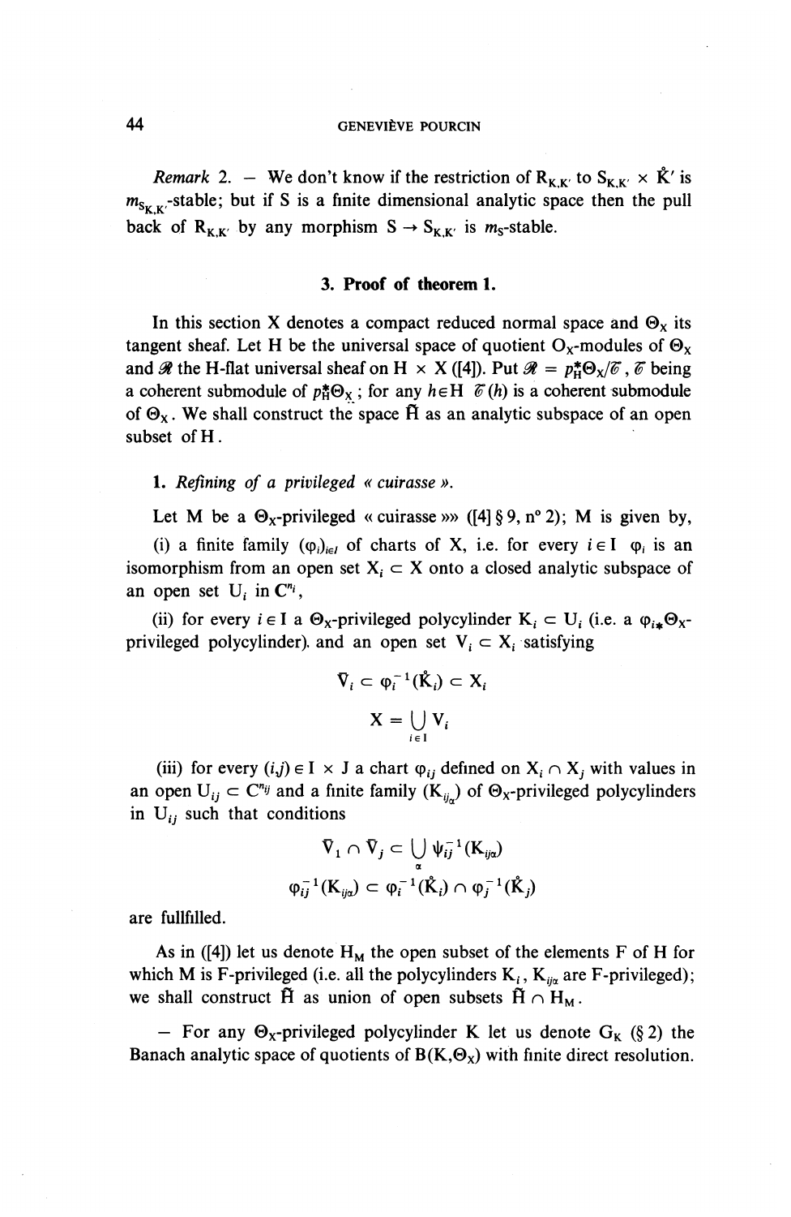*Remark* 2. — We don't know if the restriction of $R_{K,K'}$ to $S_{K,K'} \times \mathring{K}'$ is $m_{S_{K,K'}}$-stable; but if S is a finite dimensional analytic space then the pull back of $R_{K,K'}$ by any morphism $S \to S_{K,K'}$ is $m_S$-stable.

### 3. Proof of theorem 1.

In this section X denotes a compact reduced normal space and $\Theta_X$ its tangent sheaf. Let H be the universal space of quotient $O_X$-modules of $\Theta_X$ and $\mathscr{R}$ the H-flat universal sheaf on $H \times X$ ([4]). Put $\mathscr{R} = p_H^*\Theta_X/\mathscr{C}$, $\mathscr{C}$ being a coherent submodule of $p_H^*\Theta_X$; for any $h \in H$ $\mathscr{C}(h)$ is a coherent submodule of $\Theta_X$. We shall construct the space $\tilde{H}$ as an analytic subspace of an open subset of H.

**1.** *Refining of a privileged « cuirasse ».*

Let M be a $\Theta_X$-privileged « cuirasse »» ([4] § 9, n° 2); M is given by,

(i) a finite family $(\varphi_i)_{i \in I}$ of charts of X, i.e. for every $i \in I$ $\varphi_i$ is an isomorphism from an open set $X_i \subset X$ onto a closed analytic subspace of an open set $U_i$ in $\mathbf{C}^{n_i}$,

(ii) for every $i \in I$ a $\Theta_X$-privileged polycylinder $K_i \subset U_i$ (i.e. a $\varphi_{i*}\Theta_X$-privileged polycylinder) and an open set $V_i \subset X_i$ satisfying

$$\bar{V}_i \subset \varphi_i^{-1}(\mathring{K}_i) \subset X_i$$

$$X = \bigcup_{i \in I} V_i$$

(iii) for every $(i,j) \in I \times J$ a chart $\varphi_{ij}$ defined on $X_i \cap X_j$ with values in an open $U_{ij} \subset \mathbf{C}^{n_{ij}}$ and a finite family $(K_{ij_\alpha})$ of $\Theta_X$-privileged polycylinders in $U_{ij}$ such that conditions

$$\bar{V}_1 \cap \bar{V}_j \subset \bigcup_\alpha \psi_{ij}^{-1}(K_{ij\alpha})$$

$$\varphi_{ij}^{-1}(K_{ij\alpha}) \subset \varphi_i^{-1}(\mathring{K}_i) \cap \varphi_j^{-1}(\mathring{K}_j)$$

are fullfilled.

As in ([4]) let us denote $H_M$ the open subset of the elements F of H for which M is F-privileged (i.e. all the polycylinders $K_i$, $K_{ij\alpha}$ are F-privileged); we shall construct $\tilde{H}$ as union of open subsets $\tilde{H} \cap H_M$.

— For any $\Theta_X$-privileged polycylinder K let us denote $G_K$ (§ 2) the Banach analytic space of quotients of $B(K,\Theta_X)$ with finite direct resolution.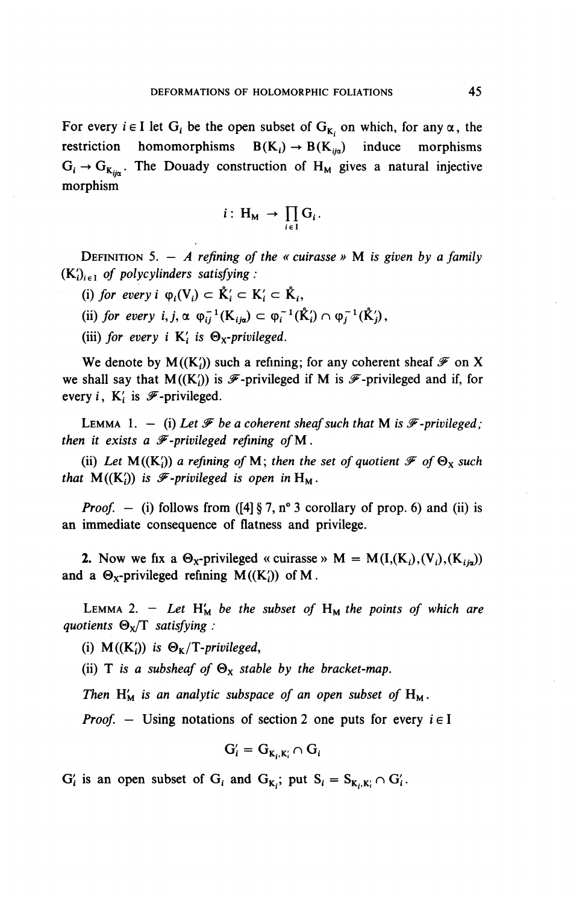For every $i \in \mathrm{I}$ let $\mathrm{G}_i$ be the open subset of $\mathrm{G}_{\mathrm{K}_i}$ on which, for any $\alpha$, the restriction homomorphisms $\mathrm{B}(\mathrm{K}_i) \to \mathrm{B}(\mathrm{K}_{ij\alpha})$ induce morphisms $\mathrm{G}_i \to \mathrm{G}_{\mathrm{K}_{ij\alpha}}$. The Douady construction of $\mathrm{H}_\mathrm{M}$ gives a natural injective morphism

$$i : \mathrm{H}_\mathrm{M} \to \prod_{i \in \mathrm{I}} \mathrm{G}_i .$$

DEFINITION 5. — *A refining of the « cuirasse » M is given by a family $(\mathrm{K}'_i)_{i \in \mathrm{I}}$ of polycylinders satisfying :*

(i) *for every $i$ $\varphi_i(\mathrm{V}_i) \subset \mathring{\mathrm{K}}'_i \subset \mathrm{K}'_i \subset \mathring{\mathrm{K}}_i$,*

(ii) *for every $i, j, \alpha$ $\varphi_{ij}^{-1}(\mathrm{K}_{ij\alpha}) \subset \varphi_i^{-1}(\mathring{\mathrm{K}}'_i) \cap \varphi_j^{-1}(\mathring{\mathrm{K}}'_j)$,*

(iii) *for every $i$ $\mathrm{K}'_i$ is $\Theta_\mathrm{X}$-privileged.*

We denote by $\mathrm{M}((\mathrm{K}'_i))$ such a refining; for any coherent sheaf $\mathscr{F}$ on X we shall say that $\mathrm{M}((\mathrm{K}'_i))$ is $\mathscr{F}$-privileged if M is $\mathscr{F}$-privileged and if, for every $i$, $\mathrm{K}'_i$ is $\mathscr{F}$-privileged.

LEMMA 1. — (i) *Let $\mathscr{F}$ be a coherent sheaf such that M is $\mathscr{F}$-privileged; then it exists a $\mathscr{F}$-privileged refining of M.*

(ii) *Let $\mathrm{M}((\mathrm{K}'_i))$ a refining of M; then the set of quotient $\mathscr{F}$ of $\Theta_\mathrm{X}$ such that $\mathrm{M}((\mathrm{K}'_i))$ is $\mathscr{F}$-privileged is open in $\mathrm{H}_\mathrm{M}$.*

*Proof.* — (i) follows from ([4] § 7, n° 3 corollary of prop. 6) and (ii) is an immediate consequence of flatness and privilege.

**2.** Now we fix a $\Theta_\mathrm{X}$-privileged « cuirasse » $\mathrm{M} = \mathrm{M}(\mathrm{I},(\mathrm{K}_i),(\mathrm{V}_i),(\mathrm{K}_{ij\alpha}))$ and a $\Theta_\mathrm{X}$-privileged refining $\mathrm{M}((\mathrm{K}'_i))$ of M.

LEMMA 2. — *Let $\mathrm{H}'_\mathrm{M}$ be the subset of $\mathrm{H}_\mathrm{M}$ the points of which are quotients $\Theta_\mathrm{X}/\mathrm{T}$ satisfying :*

(i) *$\mathrm{M}((\mathrm{K}'_i))$ is $\Theta_\mathrm{K}/\mathrm{T}$-privileged,*

(ii) *T is a subsheaf of $\Theta_\mathrm{X}$ stable by the bracket-map.*

*Then $\mathrm{H}'_\mathrm{M}$ is an analytic subspace of an open subset of $\mathrm{H}_\mathrm{M}$.*

*Proof.* — Using notations of section 2 one puts for every $i \in \mathrm{I}$

$$\mathrm{G}'_i = \mathrm{G}_{\mathrm{K}_i, \mathrm{K}'_i} \cap \mathrm{G}_i$$

$\mathrm{G}'_i$ is an open subset of $\mathrm{G}_i$ and $\mathrm{G}_{\mathrm{K}_i}$; put $\mathrm{S}_i = \mathrm{S}_{\mathrm{K}_i, \mathrm{K}'_i} \cap \mathrm{G}'_i$.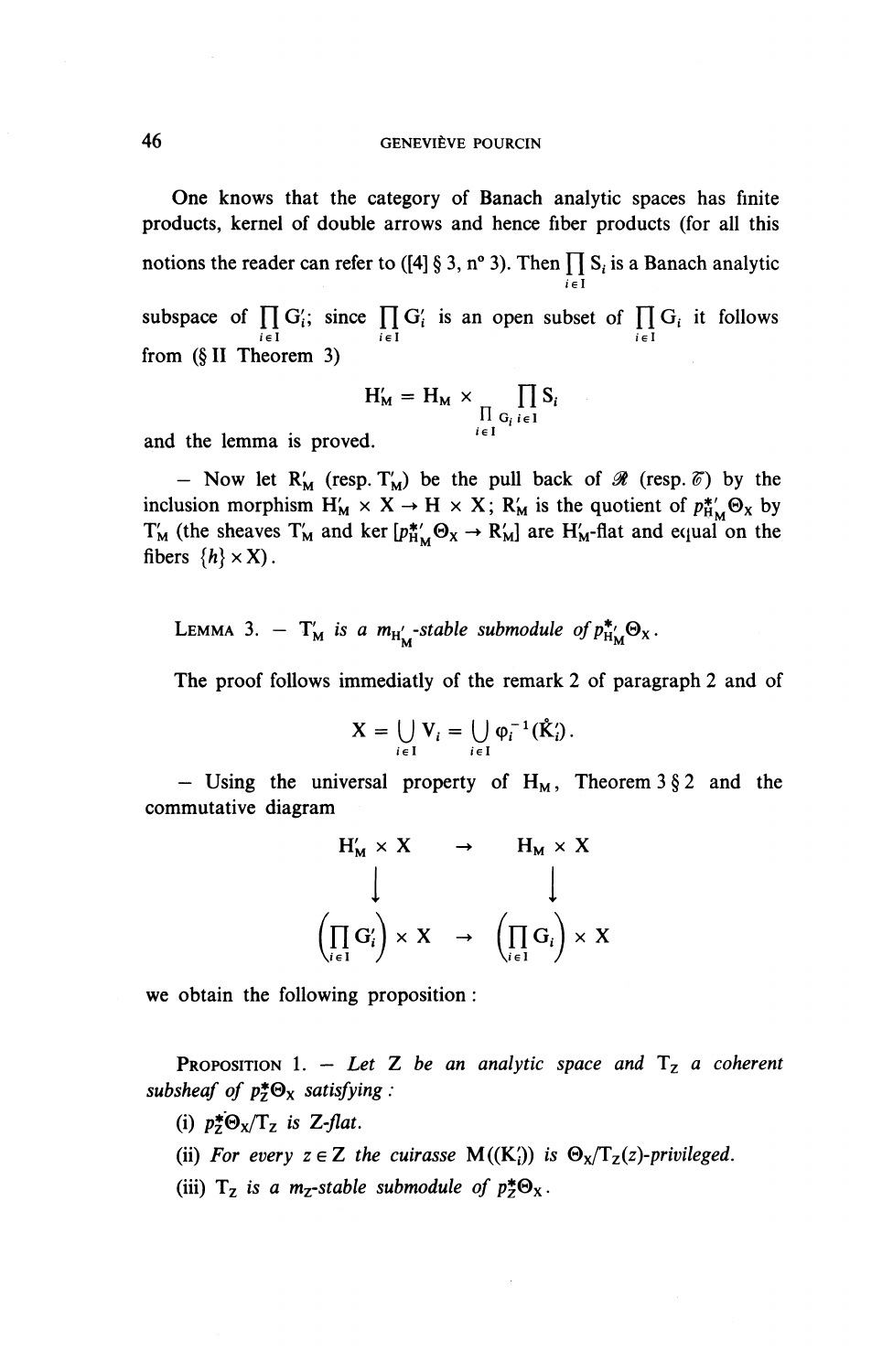One knows that the category of Banach analytic spaces has finite products, kernel of double arrows and hence fiber products (for all this notions the reader can refer to ([4] § 3, n° 3). Then $\prod_{i\in I} S_i$ is a Banach analytic subspace of $\prod_{i\in I} G'_i$; since $\prod_{i\in I} G'_i$ is an open subset of $\prod_{i\in I} G_i$ it follows from (§ II Theorem 3)

$$H'_M = H_M \times_{\prod_{i\in I} G_i} \prod_{i\in I} S_i$$

and the lemma is proved.

— Now let $R'_M$ (resp. $T'_M$) be the pull back of $\mathscr{R}$ (resp. $\mathscr{T}$) by the inclusion morphism $H'_M \times X \to H \times X$; $R'_M$ is the quotient of $p^{*\prime}_{H_M}\Theta_X$ by $T'_M$ (the sheaves $T'_M$ and $\ker [p^{*\prime}_{H_M}\Theta_X \to R'_M]$ are $H'_M$-flat and equal on the fibers $\{h\} \times X$).

LEMMA 3. — *$T'_M$ is a $m_{H'_M}$-stable submodule of $p^{*\prime}_{H_M}\Theta_X$.*

The proof follows immediatly of the remark 2 of paragraph 2 and of

$$X = \bigcup_{i\in I} V_i = \bigcup_{i\in I} \varphi_i^{-1}(\mathring{K}'_i).$$

— Using the universal property of $H_M$, Theorem 3 § 2 and the commutative diagram

$$\begin{array}{ccc} H'_M \times X & \to & H_M \times X \\ \downarrow & & \downarrow \\ \left(\prod_{i\in I} G'_i\right) \times X & \to & \left(\prod_{i\in I} G_i\right) \times X \end{array}$$

we obtain the following proposition :

PROPOSITION 1. — *Let Z be an analytic space and $T_Z$ a coherent subsheaf of $p_Z^*\Theta_X$ satisfying :*

(i) *$p_Z^*\Theta_X/T_Z$ is Z-flat.*

(ii) *For every $z \in Z$ the cuirasse $M((K'_i))$ is $\Theta_X/T_Z(z)$-privileged.*

(iii) *$T_Z$ is a $m_Z$-stable submodule of $p_Z^*\Theta_X$.*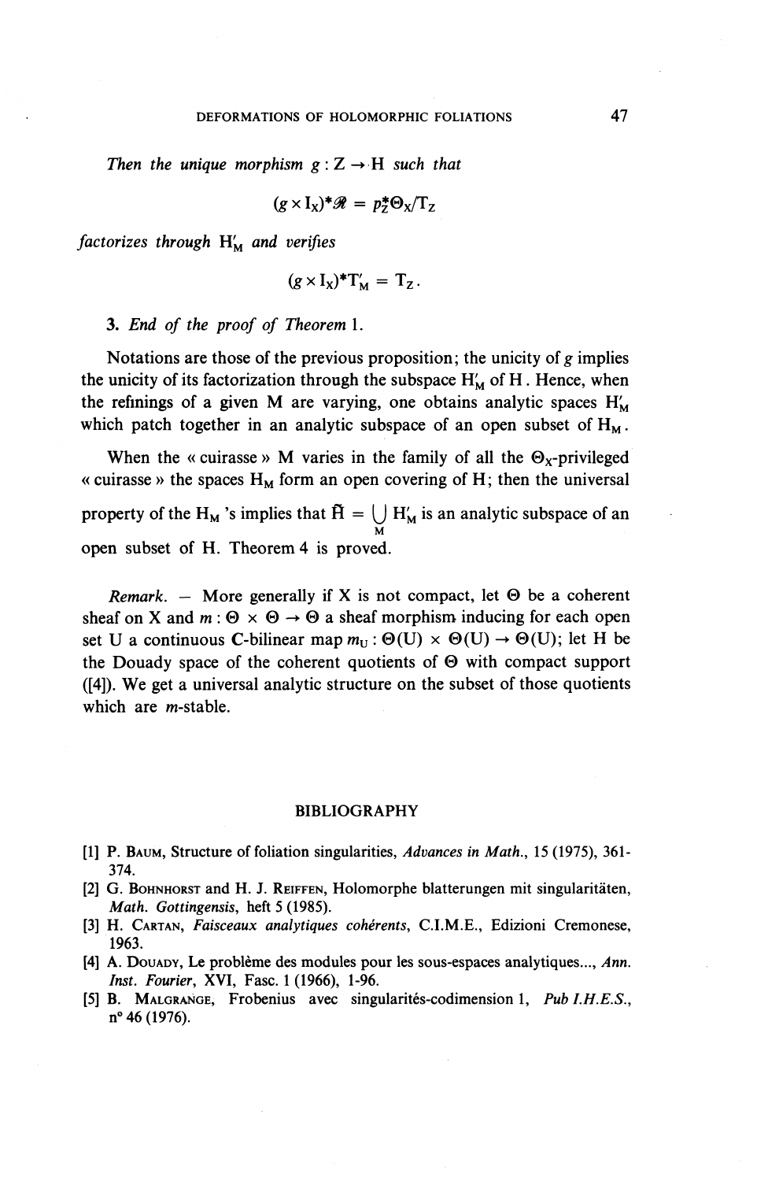*Then the unique morphism* $g : Z \to H$ *such that*

$$(g \times I_X)^*\mathscr{R} = p_Z^*\Theta_X/T_Z$$

*factorizes through* $H'_M$ *and verifies*

$$(g \times I_X)^*T'_M = T_Z.$$

3. *End of the proof of Theorem* 1.

Notations are those of the previous proposition; the unicity of $g$ implies the unicity of its factorization through the subspace $H'_M$ of $H$. Hence, when the refinings of a given M are varying, one obtains analytic spaces $H'_M$ which patch together in an analytic subspace of an open subset of $H_M$.

When the « cuirasse » M varies in the family of all the $\Theta_X$-privileged « cuirasse » the spaces $H_M$ form an open covering of H; then the universal property of the $H_M$ 's implies that $\tilde{H} = \bigcup_M H'_M$ is an analytic subspace of an open subset of H. Theorem 4 is proved.

*Remark*. — More generally if X is not compact, let $\Theta$ be a coherent sheaf on X and $m : \Theta \times \Theta \to \Theta$ a sheaf morphism inducing for each open set U a continuous C-bilinear map $m_U : \Theta(U) \times \Theta(U) \to \Theta(U)$; let H be the Douady space of the coherent quotients of $\Theta$ with compact support ([4]). We get a universal analytic structure on the subset of those quotients which are $m$-stable.

## BIBLIOGRAPHY

[1] P. Baum, Structure of foliation singularities, *Advances in Math.*, 15 (1975), 361-374.

[2] G. Bohnhorst and H. J. Reiffen, Holomorphe blatterungen mit singularitäten, *Math. Gottingensis*, heft 5 (1985).

[3] H. Cartan, *Faisceaux analytiques cohérents*, C.I.M.E., Edizioni Cremonese, 1963.

[4] A. Douady, Le problème des modules pour les sous-espaces analytiques..., *Ann. Inst. Fourier*, XVI, Fasc. 1 (1966), 1-96.

[5] B. Malgrange, Frobenius avec singularités-codimension 1, *Pub I.H.E.S.*, n° 46 (1976).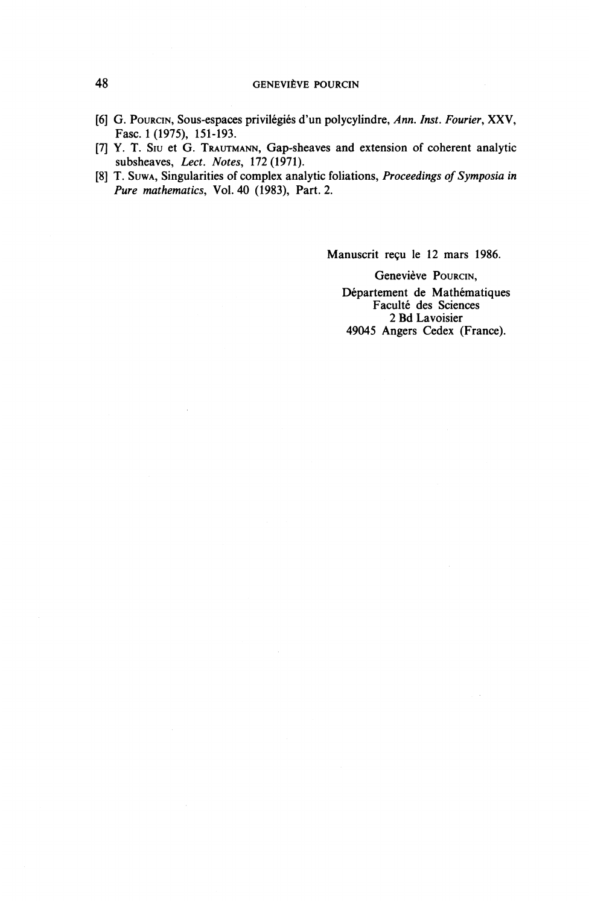[6] G. Pourcin, Sous-espaces privilégiés d'un polycylindre, *Ann. Inst. Fourier*, XXV, Fasc. 1 (1975), 151-193.

[7] Y. T. Siu et G. Trautmann, Gap-sheaves and extension of coherent analytic subsheaves, *Lect. Notes*, 172 (1971).

[8] T. Suwa, Singularities of complex analytic foliations, *Proceedings of Symposia in Pure mathematics*, Vol. 40 (1983), Part. 2.

Manuscrit reçu le 12 mars 1986.

Geneviève Pourcin,
Département de Mathématiques
Faculté des Sciences
2 Bd Lavoisier
49045 Angers Cedex (France).